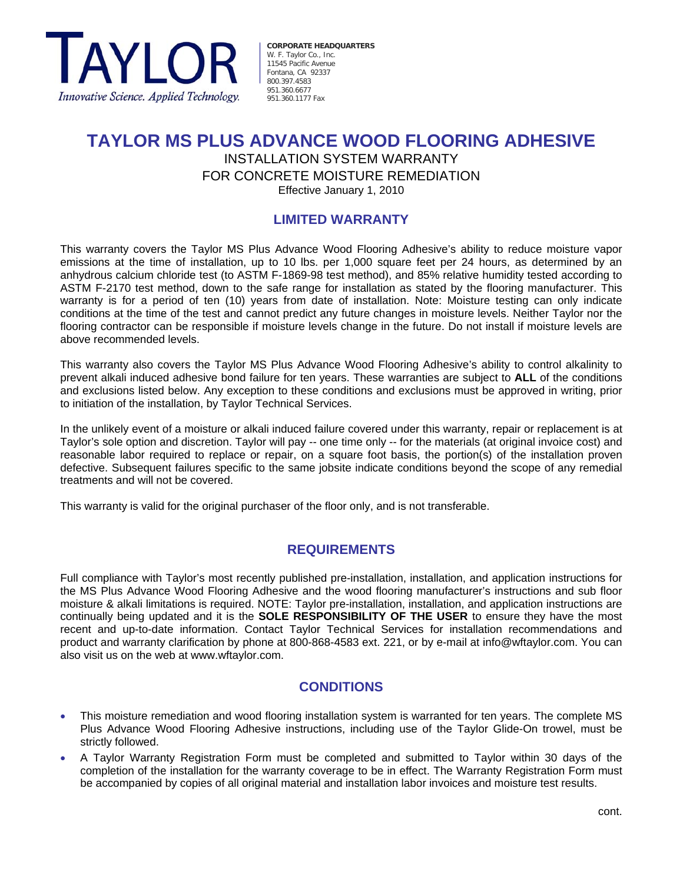**TAYLOR**
*Innovative Science. Applied Technology.*

**CORPORATE HEADQUARTERS**
W. F. Taylor Co., Inc.
11545 Pacific Avenue
Fontana, CA 92337
800.397.4583
951.360.6677
951.360.1177 Fax

# TAYLOR MS PLUS ADVANCE WOOD FLOORING ADHESIVE

INSTALLATION SYSTEM WARRANTY
FOR CONCRETE MOISTURE REMEDIATION
Effective January 1, 2010

## LIMITED WARRANTY

This warranty covers the Taylor MS Plus Advance Wood Flooring Adhesive's ability to reduce moisture vapor emissions at the time of installation, up to 10 lbs. per 1,000 square feet per 24 hours, as determined by an anhydrous calcium chloride test (to ASTM F-1869-98 test method), and 85% relative humidity tested according to ASTM F-2170 test method, down to the safe range for installation as stated by the flooring manufacturer. This warranty is for a period of ten (10) years from date of installation. Note: Moisture testing can only indicate conditions at the time of the test and cannot predict any future changes in moisture levels. Neither Taylor nor the flooring contractor can be responsible if moisture levels change in the future. Do not install if moisture levels are above recommended levels.

This warranty also covers the Taylor MS Plus Advance Wood Flooring Adhesive's ability to control alkalinity to prevent alkali induced adhesive bond failure for ten years. These warranties are subject to **ALL** of the conditions and exclusions listed below. Any exception to these conditions and exclusions must be approved in writing, prior to initiation of the installation, by Taylor Technical Services.

In the unlikely event of a moisture or alkali induced failure covered under this warranty, repair or replacement is at Taylor's sole option and discretion. Taylor will pay -- one time only -- for the materials (at original invoice cost) and reasonable labor required to replace or repair, on a square foot basis, the portion(s) of the installation proven defective. Subsequent failures specific to the same jobsite indicate conditions beyond the scope of any remedial treatments and will not be covered.

This warranty is valid for the original purchaser of the floor only, and is not transferable.

## REQUIREMENTS

Full compliance with Taylor's most recently published pre-installation, installation, and application instructions for the MS Plus Advance Wood Flooring Adhesive and the wood flooring manufacturer's instructions and sub floor moisture & alkali limitations is required. NOTE: Taylor pre-installation, installation, and application instructions are continually being updated and it is the **SOLE RESPONSIBILITY OF THE USER** to ensure they have the most recent and up-to-date information. Contact Taylor Technical Services for installation recommendations and product and warranty clarification by phone at 800-868-4583 ext. 221, or by e-mail at info@wftaylor.com. You can also visit us on the web at www.wftaylor.com.

## CONDITIONS

- This moisture remediation and wood flooring installation system is warranted for ten years. The complete MS Plus Advance Wood Flooring Adhesive instructions, including use of the Taylor Glide-On trowel, must be strictly followed.
- A Taylor Warranty Registration Form must be completed and submitted to Taylor within 30 days of the completion of the installation for the warranty coverage to be in effect. The Warranty Registration Form must be accompanied by copies of all original material and installation labor invoices and moisture test results.

cont.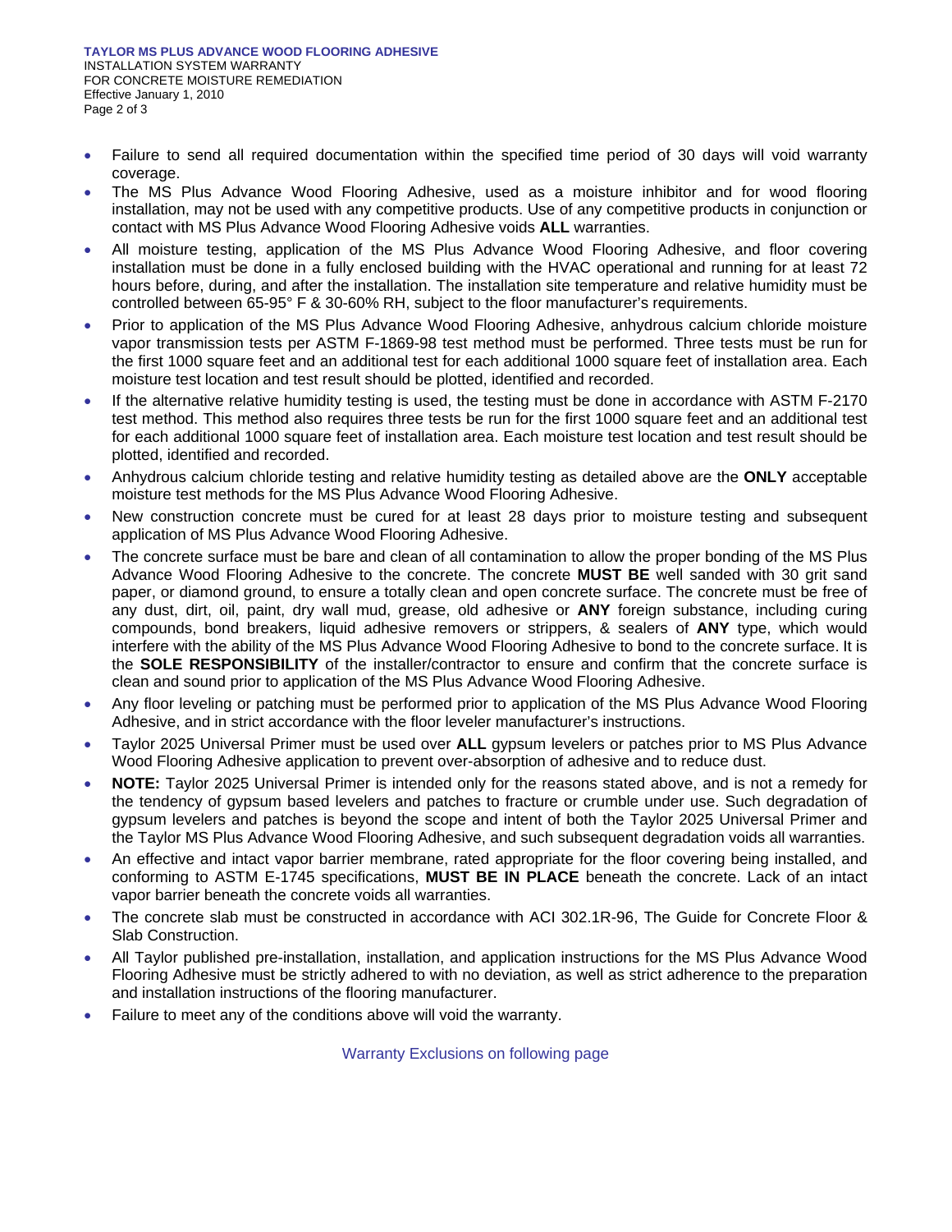- Failure to send all required documentation within the specified time period of 30 days will void warranty coverage.
- The MS Plus Advance Wood Flooring Adhesive, used as a moisture inhibitor and for wood flooring installation, may not be used with any competitive products. Use of any competitive products in conjunction or contact with MS Plus Advance Wood Flooring Adhesive voids **ALL** warranties.
- All moisture testing, application of the MS Plus Advance Wood Flooring Adhesive, and floor covering installation must be done in a fully enclosed building with the HVAC operational and running for at least 72 hours before, during, and after the installation. The installation site temperature and relative humidity must be controlled between 65-95° F & 30-60% RH, subject to the floor manufacturer's requirements.
- Prior to application of the MS Plus Advance Wood Flooring Adhesive, anhydrous calcium chloride moisture vapor transmission tests per ASTM F-1869-98 test method must be performed. Three tests must be run for the first 1000 square feet and an additional test for each additional 1000 square feet of installation area. Each moisture test location and test result should be plotted, identified and recorded.
- If the alternative relative humidity testing is used, the testing must be done in accordance with ASTM F-2170 test method. This method also requires three tests be run for the first 1000 square feet and an additional test for each additional 1000 square feet of installation area. Each moisture test location and test result should be plotted, identified and recorded.
- Anhydrous calcium chloride testing and relative humidity testing as detailed above are the **ONLY** acceptable moisture test methods for the MS Plus Advance Wood Flooring Adhesive.
- New construction concrete must be cured for at least 28 days prior to moisture testing and subsequent application of MS Plus Advance Wood Flooring Adhesive.
- The concrete surface must be bare and clean of all contamination to allow the proper bonding of the MS Plus Advance Wood Flooring Adhesive to the concrete. The concrete **MUST BE** well sanded with 30 grit sand paper, or diamond ground, to ensure a totally clean and open concrete surface. The concrete must be free of any dust, dirt, oil, paint, dry wall mud, grease, old adhesive or **ANY** foreign substance, including curing compounds, bond breakers, liquid adhesive removers or strippers, & sealers of **ANY** type, which would interfere with the ability of the MS Plus Advance Wood Flooring Adhesive to bond to the concrete surface. It is the **SOLE RESPONSIBILITY** of the installer/contractor to ensure and confirm that the concrete surface is clean and sound prior to application of the MS Plus Advance Wood Flooring Adhesive.
- Any floor leveling or patching must be performed prior to application of the MS Plus Advance Wood Flooring Adhesive, and in strict accordance with the floor leveler manufacturer's instructions.
- Taylor 2025 Universal Primer must be used over **ALL** gypsum levelers or patches prior to MS Plus Advance Wood Flooring Adhesive application to prevent over-absorption of adhesive and to reduce dust.
- **NOTE:** Taylor 2025 Universal Primer is intended only for the reasons stated above, and is not a remedy for the tendency of gypsum based levelers and patches to fracture or crumble under use. Such degradation of gypsum levelers and patches is beyond the scope and intent of both the Taylor 2025 Universal Primer and the Taylor MS Plus Advance Wood Flooring Adhesive, and such subsequent degradation voids all warranties.
- An effective and intact vapor barrier membrane, rated appropriate for the floor covering being installed, and conforming to ASTM E-1745 specifications, **MUST BE IN PLACE** beneath the concrete. Lack of an intact vapor barrier beneath the concrete voids all warranties.
- The concrete slab must be constructed in accordance with ACI 302.1R-96, The Guide for Concrete Floor & Slab Construction.
- All Taylor published pre-installation, installation, and application instructions for the MS Plus Advance Wood Flooring Adhesive must be strictly adhered to with no deviation, as well as strict adherence to the preparation and installation instructions of the flooring manufacturer.
- Failure to meet any of the conditions above will void the warranty.

Warranty Exclusions on following page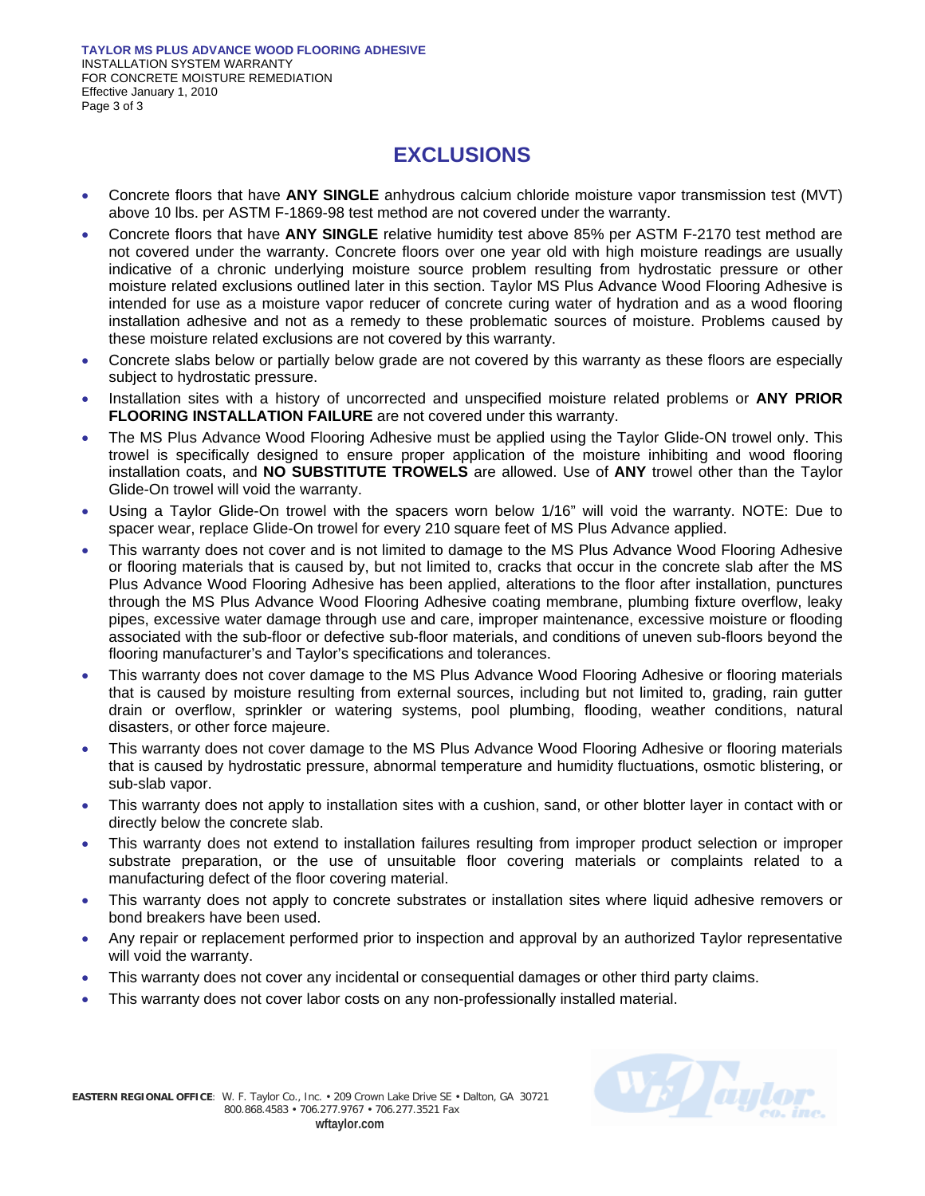# EXCLUSIONS

- Concrete floors that have **ANY SINGLE** anhydrous calcium chloride moisture vapor transmission test (MVT) above 10 lbs. per ASTM F-1869-98 test method are not covered under the warranty.
- Concrete floors that have **ANY SINGLE** relative humidity test above 85% per ASTM F-2170 test method are not covered under the warranty. Concrete floors over one year old with high moisture readings are usually indicative of a chronic underlying moisture source problem resulting from hydrostatic pressure or other moisture related exclusions outlined later in this section. Taylor MS Plus Advance Wood Flooring Adhesive is intended for use as a moisture vapor reducer of concrete curing water of hydration and as a wood flooring installation adhesive and not as a remedy to these problematic sources of moisture. Problems caused by these moisture related exclusions are not covered by this warranty.
- Concrete slabs below or partially below grade are not covered by this warranty as these floors are especially subject to hydrostatic pressure.
- Installation sites with a history of uncorrected and unspecified moisture related problems or **ANY PRIOR FLOORING INSTALLATION FAILURE** are not covered under this warranty.
- The MS Plus Advance Wood Flooring Adhesive must be applied using the Taylor Glide-ON trowel only. This trowel is specifically designed to ensure proper application of the moisture inhibiting and wood flooring installation coats, and **NO SUBSTITUTE TROWELS** are allowed. Use of **ANY** trowel other than the Taylor Glide-On trowel will void the warranty.
- Using a Taylor Glide-On trowel with the spacers worn below 1/16" will void the warranty. NOTE: Due to spacer wear, replace Glide-On trowel for every 210 square feet of MS Plus Advance applied.
- This warranty does not cover and is not limited to damage to the MS Plus Advance Wood Flooring Adhesive or flooring materials that is caused by, but not limited to, cracks that occur in the concrete slab after the MS Plus Advance Wood Flooring Adhesive has been applied, alterations to the floor after installation, punctures through the MS Plus Advance Wood Flooring Adhesive coating membrane, plumbing fixture overflow, leaky pipes, excessive water damage through use and care, improper maintenance, excessive moisture or flooding associated with the sub-floor or defective sub-floor materials, and conditions of uneven sub-floors beyond the flooring manufacturer's and Taylor's specifications and tolerances.
- This warranty does not cover damage to the MS Plus Advance Wood Flooring Adhesive or flooring materials that is caused by moisture resulting from external sources, including but not limited to, grading, rain gutter drain or overflow, sprinkler or watering systems, pool plumbing, flooding, weather conditions, natural disasters, or other force majeure.
- This warranty does not cover damage to the MS Plus Advance Wood Flooring Adhesive or flooring materials that is caused by hydrostatic pressure, abnormal temperature and humidity fluctuations, osmotic blistering, or sub-slab vapor.
- This warranty does not apply to installation sites with a cushion, sand, or other blotter layer in contact with or directly below the concrete slab.
- This warranty does not extend to installation failures resulting from improper product selection or improper substrate preparation, or the use of unsuitable floor covering materials or complaints related to a manufacturing defect of the floor covering material.
- This warranty does not apply to concrete substrates or installation sites where liquid adhesive removers or bond breakers have been used.
- Any repair or replacement performed prior to inspection and approval by an authorized Taylor representative will void the warranty.
- This warranty does not cover any incidental or consequential damages or other third party claims.
- This warranty does not cover labor costs on any non-professionally installed material.

**EASTERN REGIONAL OFFICE**: W. F. Taylor Co., Inc. • 209 Crown Lake Drive SE • Dalton, GA 30721
800.868.4583 • 706.277.9767 • 706.277.3521 Fax
**wftaylor.com**